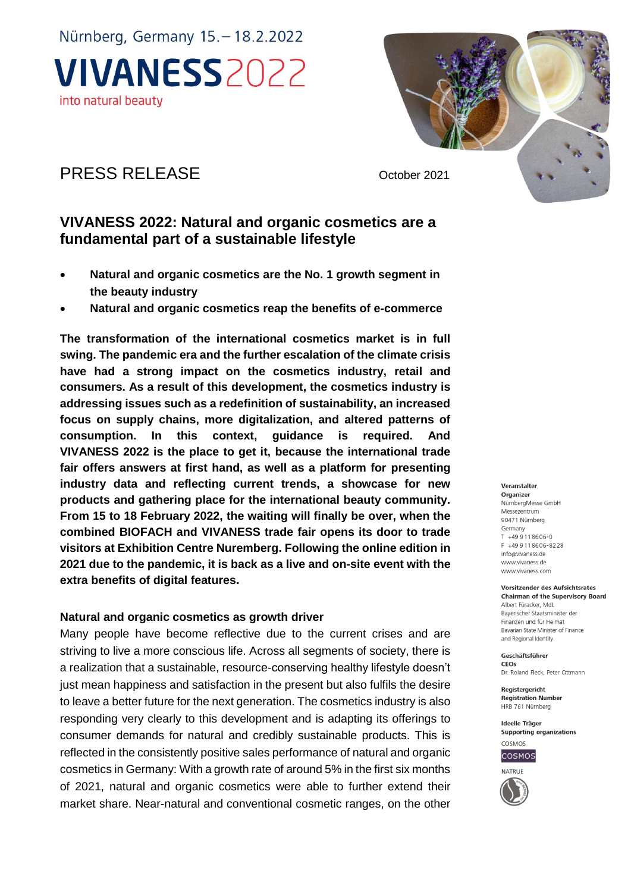Nürnberg, Germany 15. – 18.2.2022

# VIVANESS 2022

into natural beauty

PRESS RELEASE

October 2021

## VIVANESS 2022: Natural and organic cosmetics are a fundamental part of a sustainable lifestyle

- **Natural and organic cosmetics are the No. 1 growth segment in the beauty industry**
- **Natural and organic cosmetics reap the benefits of e-commerce**

**The transformation of the international cosmetics market is in full swing. The pandemic era and the further escalation of the climate crisis have had a strong impact on the cosmetics industry, retail and consumers. As a result of this development, the cosmetics industry is addressing issues such as a redefinition of sustainability, an increased focus on supply chains, more digitalization, and altered patterns of consumption. In this context, guidance is required. And VIVANESS 2022 is the place to get it, because the international trade fair offers answers at first hand, as well as a platform for presenting industry data and reflecting current trends, a showcase for new products and gathering place for the international beauty community. From 15 to 18 February 2022, the waiting will finally be over, when the combined BIOFACH and VIVANESS trade fair opens its door to trade visitors at Exhibition Centre Nuremberg. Following the online edition in 2021 due to the pandemic, it is back as a live and on-site event with the extra benefits of digital features.**

### Natural and organic cosmetics as growth driver

Many people have become reflective due to the current crises and are striving to live a more conscious life. Across all segments of society, there is a realization that a sustainable, resource-conserving healthy lifestyle doesn't just mean happiness and satisfaction in the present but also fulfils the desire to leave a better future for the next generation. The cosmetics industry is also responding very clearly to this development and is adapting its offerings to consumer demands for natural and credibly sustainable products. This is reflected in the consistently positive sales performance of natural and organic cosmetics in Germany: With a growth rate of around 5% in the first six months of 2021, natural and organic cosmetics were able to further extend their market share. Near-natural and conventional cosmetic ranges, on the other

**Veranstalter**
**Organizer**
NürnbergMesse GmbH
Messezentrum
90471 Nürnberg
Germany
T +49 9 11 86 06-0
F +49 9 11 86 06-82 28
info@vivaness.de
www.vivaness.de
www.vivaness.com

**Vorsitzender des Aufsichtsrates**
**Chairman of the Supervisory Board**
Albert Füracker, MdL
Bayerischer Staatsminister der Finanzen und für Heimat
Bavarian State Minister of Finance and Regional Identity

**Geschäftsführer**
**CEOs**
Dr. Roland Fleck, Peter Ottmann

**Registergericht**
**Registration Number**
HRB 761 Nürnberg

**Ideelle Träger**
**Supporting organizations**
COSMOS
NATRUE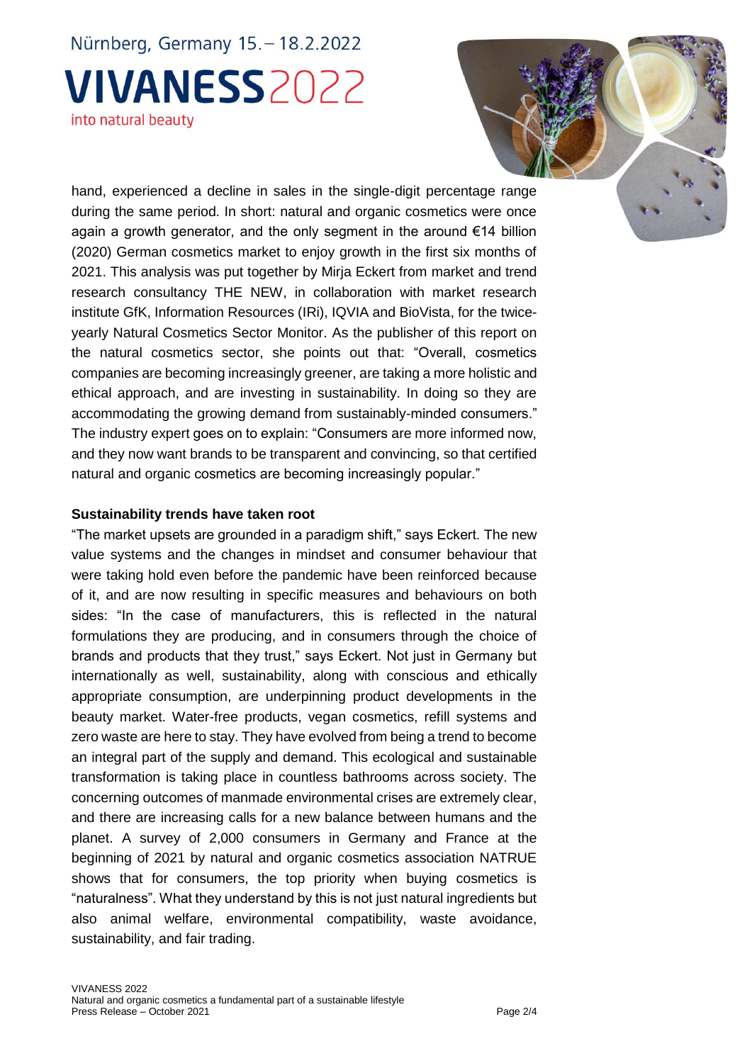hand, experienced a decline in sales in the single-digit percentage range during the same period. In short: natural and organic cosmetics were once again a growth generator, and the only segment in the around €14 billion (2020) German cosmetics market to enjoy growth in the first six months of 2021. This analysis was put together by Mirja Eckert from market and trend research consultancy THE NEW, in collaboration with market research institute GfK, Information Resources (IRi), IQVIA and BioVista, for the twice-yearly Natural Cosmetics Sector Monitor. As the publisher of this report on the natural cosmetics sector, she points out that: "Overall, cosmetics companies are becoming increasingly greener, are taking a more holistic and ethical approach, and are investing in sustainability. In doing so they are accommodating the growing demand from sustainably-minded consumers." The industry expert goes on to explain: "Consumers are more informed now, and they now want brands to be transparent and convincing, so that certified natural and organic cosmetics are becoming increasingly popular."

**Sustainability trends have taken root**

"The market upsets are grounded in a paradigm shift," says Eckert. The new value systems and the changes in mindset and consumer behaviour that were taking hold even before the pandemic have been reinforced because of it, and are now resulting in specific measures and behaviours on both sides: "In the case of manufacturers, this is reflected in the natural formulations they are producing, and in consumers through the choice of brands and products that they trust," says Eckert. Not just in Germany but internationally as well, sustainability, along with conscious and ethically appropriate consumption, are underpinning product developments in the beauty market. Water-free products, vegan cosmetics, refill systems and zero waste are here to stay. They have evolved from being a trend to become an integral part of the supply and demand. This ecological and sustainable transformation is taking place in countless bathrooms across society. The concerning outcomes of manmade environmental crises are extremely clear, and there are increasing calls for a new balance between humans and the planet. A survey of 2,000 consumers in Germany and France at the beginning of 2021 by natural and organic cosmetics association NATRUE shows that for consumers, the top priority when buying cosmetics is "naturalness". What they understand by this is not just natural ingredients but also animal welfare, environmental compatibility, waste avoidance, sustainability, and fair trading.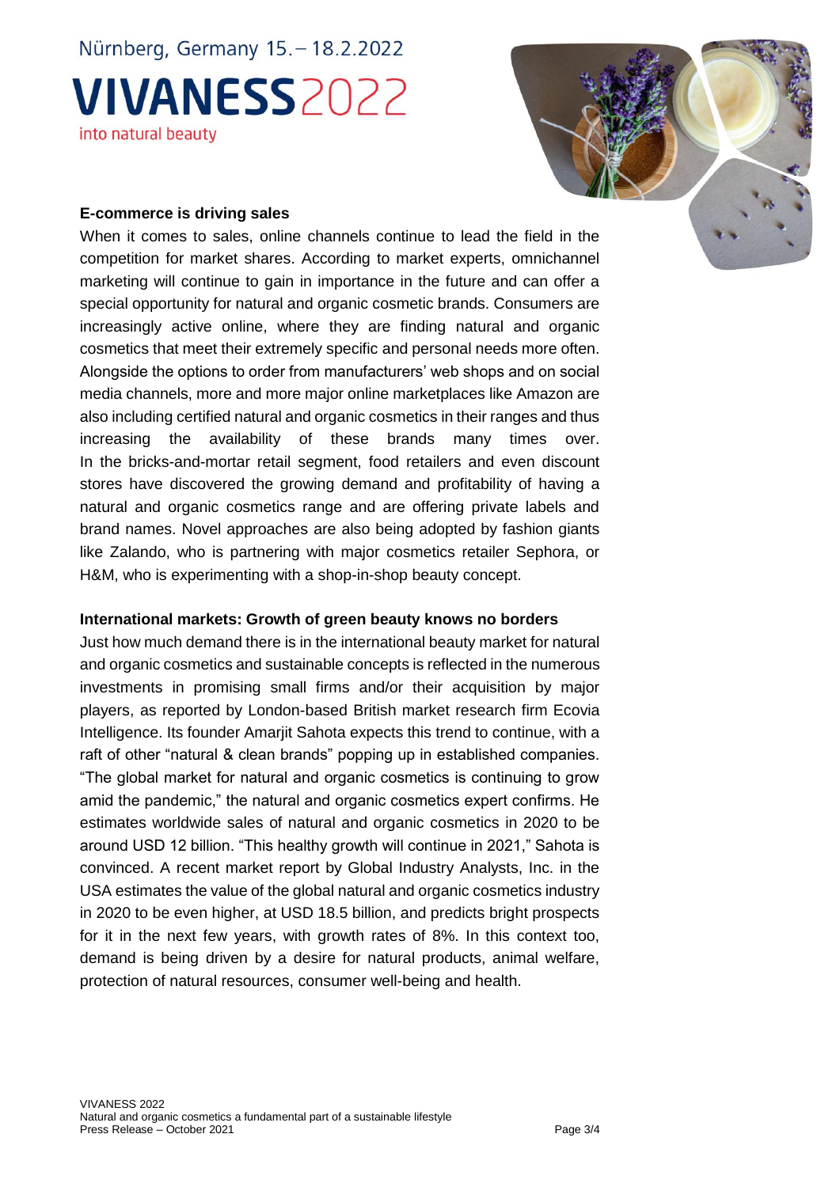### E-commerce is driving sales

When it comes to sales, online channels continue to lead the field in the competition for market shares. According to market experts, omnichannel marketing will continue to gain in importance in the future and can offer a special opportunity for natural and organic cosmetic brands. Consumers are increasingly active online, where they are finding natural and organic cosmetics that meet their extremely specific and personal needs more often. Alongside the options to order from manufacturers' web shops and on social media channels, more and more major online marketplaces like Amazon are also including certified natural and organic cosmetics in their ranges and thus increasing the availability of these brands many times over. In the bricks-and-mortar retail segment, food retailers and even discount stores have discovered the growing demand and profitability of having a natural and organic cosmetics range and are offering private labels and brand names. Novel approaches are also being adopted by fashion giants like Zalando, who is partnering with major cosmetics retailer Sephora, or H&M, who is experimenting with a shop-in-shop beauty concept.

### International markets: Growth of green beauty knows no borders

Just how much demand there is in the international beauty market for natural and organic cosmetics and sustainable concepts is reflected in the numerous investments in promising small firms and/or their acquisition by major players, as reported by London-based British market research firm Ecovia Intelligence. Its founder Amarjit Sahota expects this trend to continue, with a raft of other "natural & clean brands" popping up in established companies. "The global market for natural and organic cosmetics is continuing to grow amid the pandemic," the natural and organic cosmetics expert confirms. He estimates worldwide sales of natural and organic cosmetics in 2020 to be around USD 12 billion. "This healthy growth will continue in 2021," Sahota is convinced. A recent market report by Global Industry Analysts, Inc. in the USA estimates the value of the global natural and organic cosmetics industry in 2020 to be even higher, at USD 18.5 billion, and predicts bright prospects for it in the next few years, with growth rates of 8%. In this context too, demand is being driven by a desire for natural products, animal welfare, protection of natural resources, consumer well-being and health.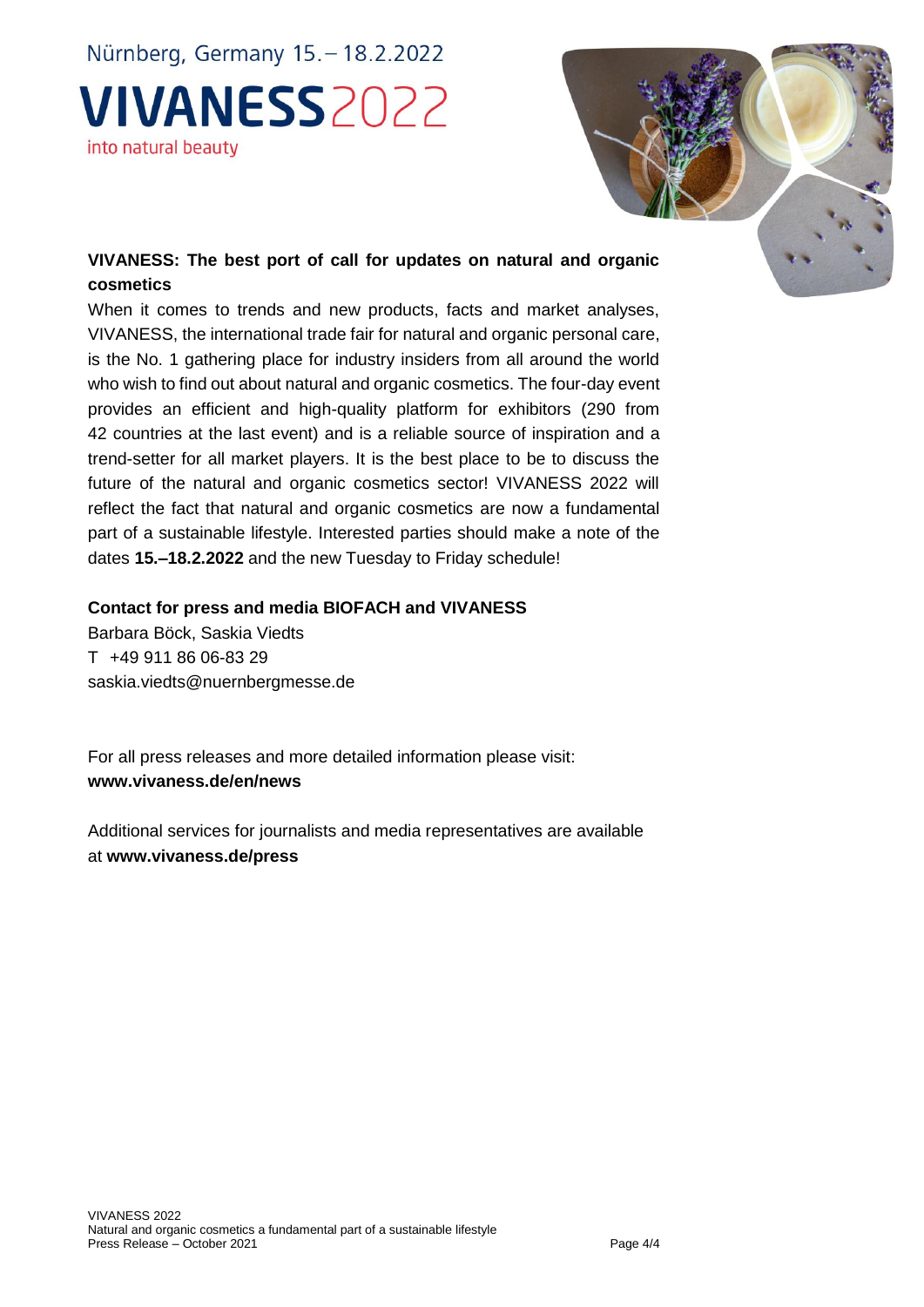Nürnberg, Germany 15. – 18.2.2022

VIVANESS 2022

into natural beauty

**VIVANESS: The best port of call for updates on natural and organic cosmetics**

When it comes to trends and new products, facts and market analyses, VIVANESS, the international trade fair for natural and organic personal care, is the No. 1 gathering place for industry insiders from all around the world who wish to find out about natural and organic cosmetics. The four-day event provides an efficient and high-quality platform for exhibitors (290 from 42 countries at the last event) and is a reliable source of inspiration and a trend-setter for all market players. It is the best place to be to discuss the future of the natural and organic cosmetics sector! VIVANESS 2022 will reflect the fact that natural and organic cosmetics are now a fundamental part of a sustainable lifestyle. Interested parties should make a note of the dates **15.–18.2.2022** and the new Tuesday to Friday schedule!

**Contact for press and media BIOFACH and VIVANESS**

Barbara Böck, Saskia Viedts
T +49 911 86 06-83 29
saskia.viedts@nuernbergmesse.de

For all press releases and more detailed information please visit:
**www.vivaness.de/en/news**

Additional services for journalists and media representatives are available at **www.vivaness.de/press**